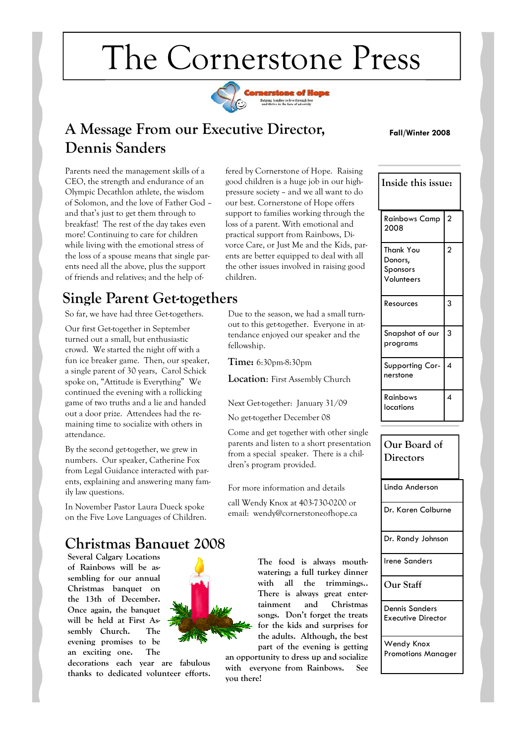# The Cornerstone Press

Cornerstone of Hope

Helping families to live through loss and thrive in the face of adversity

Fall/Winter 2008

## A Message From our Executive Director, Dennis Sanders

Parents need the management skills of a CEO, the strength and endurance of an Olympic Decathlon athlete, the wisdom of Solomon, and the love of Father God – and that's just to get them through to breakfast! The rest of the day takes even more! Continuing to care for children while living with the emotional stress of the loss of a spouse means that single parents need all the above, plus the support of friends and relatives; and the help offered by Cornerstone of Hope. Raising good children is a huge job in our high-pressure society – and we all want to do our best. Cornerstone of Hope offers support to families working through the loss of a parent. With emotional and practical support from Rainbows, Divorce Care, or Just Me and the Kids, parents are better equipped to deal with all the other issues involved in raising good children.

## Single Parent Get-togethers

So far, we have had three Get-togethers.

Our first Get-together in September turned out a small, but enthusiastic crowd. We started the night off with a fun ice breaker game. Then, our speaker, a single parent of 30 years, Carol Schick spoke on, "Attitude is Everything" We continued the evening with a rollicking game of two truths and a lie and handed out a door prize. Attendees had the remaining time to socialize with others in attendance.

By the second get-together, we grew in numbers. Our speaker, Catherine Fox from Legal Guidance interacted with parents, explaining and answering many family law questions.

In November Pastor Laura Dueck spoke on the Five Love Languages of Children. Due to the season, we had a small turnout to this get-together. Everyone in attendance enjoyed our speaker and the fellowship.

**Time:** 6:30pm-8:30pm

**Location**: First Assembly Church

Next Get-together: January 31/09

No get-together December 08

Come and get together with other single parents and listen to a short presentation from a special speaker. There is a children's program provided.

For more information and details

call Wendy Knox at 403-730-0200 or email: wendy@cornerstoneofhope.ca

## Christmas Banquet 2008

**Several Calgary Locations of Rainbows will be assembling for our annual Christmas banquet on the 13th of December. Once again, the banquet will be held at First Assembly Church. The evening promises to be an exciting one. The decorations each year are fabulous thanks to dedicated volunteer efforts. The food is always mouth-watering; a full turkey dinner with all the trimmings.. There is always great entertainment and Christmas songs. Don't forget the treats for the kids and surprises for the adults. Although, the best part of the evening is getting an opportunity to dress up and socialize with everyone from Rainbows. See you there!**

| Inside this issue: | |
|---|---|
| Rainbows Camp 2008 | 2 |
| Thank You Donors, Sponsors Volunteers | 2 |
| Resources | 3 |
| Snapshot of our programs | 3 |
| Supporting Cornerstone | 4 |
| Rainbows locations | 4 |

### Our Board of Directors

- Linda Anderson
- Dr. Karen Colburne
- Dr. Randy Johnson
- Irene Sanders

### Our Staff

- Dennis Sanders, Executive Director
- Wendy Knox, Promotions Manager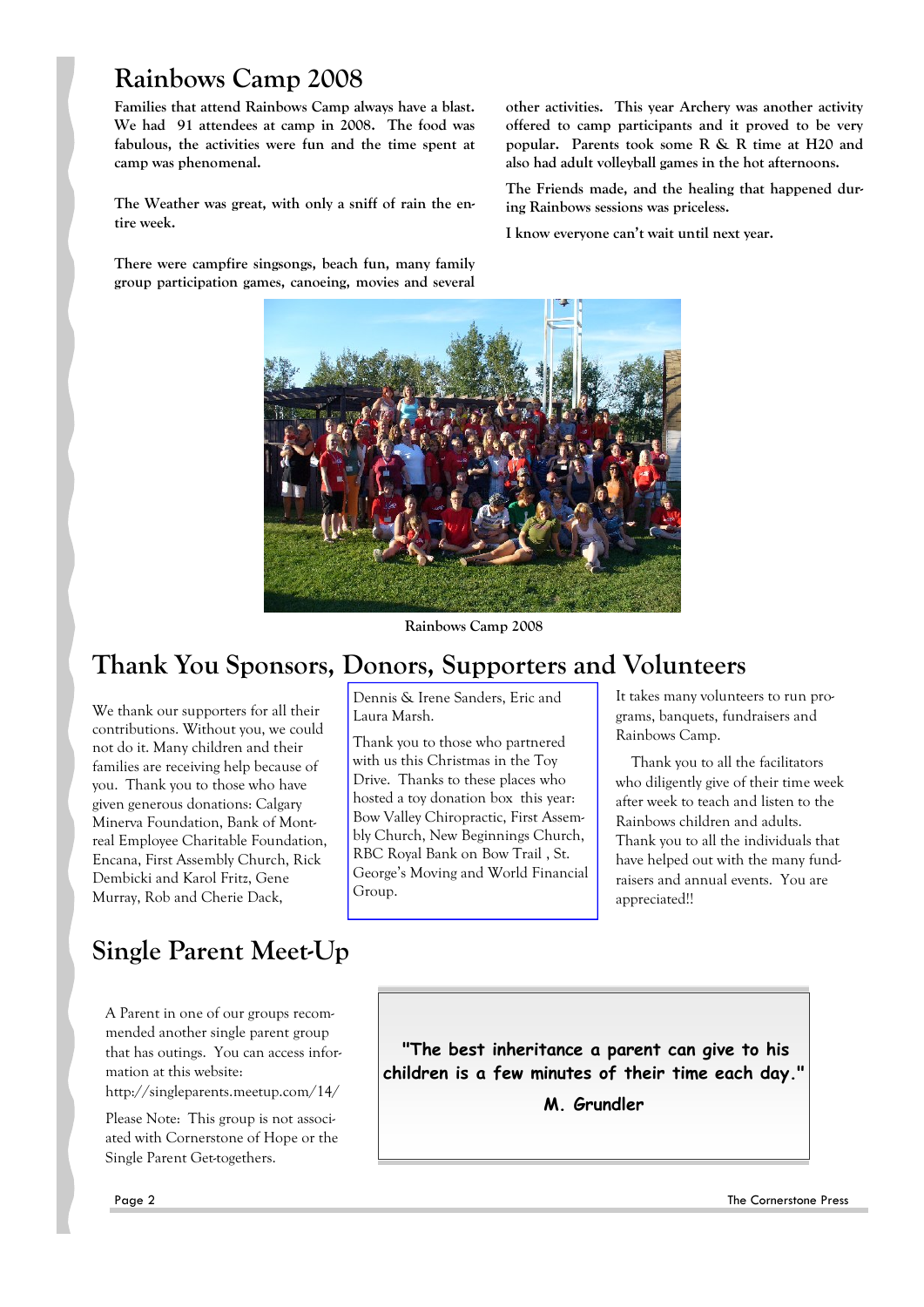# Rainbows Camp 2008

**Families that attend Rainbows Camp always have a blast. We had 91 attendees at camp in 2008. The food was fabulous, the activities were fun and the time spent at camp was phenomenal.**

**The Weather was great, with only a sniff of rain the entire week.**

**There were campfire singsongs, beach fun, many family group participation games, canoeing, movies and several other activities. This year Archery was another activity offered to camp participants and it proved to be very popular. Parents took some R & R time at H20 and also had adult volleyball games in the hot afternoons.**

**The Friends made, and the healing that happened during Rainbows sessions was priceless.**

**I know everyone can't wait until next year.**

**Rainbows Camp 2008**

# Thank You Sponsors, Donors, Supporters and Volunteers

We thank our supporters for all their contributions. Without you, we could not do it. Many children and their families are receiving help because of you. Thank you to those who have given generous donations: Calgary Minerva Foundation, Bank of Montreal Employee Charitable Foundation, Encana, First Assembly Church, Rick Dembicki and Karol Fritz, Gene Murray, Rob and Cherie Dack, Dennis & Irene Sanders, Eric and Laura Marsh.

Thank you to those who partnered with us this Christmas in the Toy Drive. Thanks to these places who hosted a toy donation box this year: Bow Valley Chiropractic, First Assembly Church, New Beginnings Church, RBC Royal Bank on Bow Trail , St. George's Moving and World Financial Group.

It takes many volunteers to run programs, banquets, fundraisers and Rainbows Camp.

Thank you to all the facilitators who diligently give of their time week after week to teach and listen to the Rainbows children and adults. Thank you to all the individuals that have helped out with the many fundraisers and annual events. You are appreciated!!

# Single Parent Meet-Up

A Parent in one of our groups recommended another single parent group that has outings. You can access information at this website: http://singleparents.meetup.com/14/

Please Note: This group is not associated with Cornerstone of Hope or the Single Parent Get-togethers.

**"The best inheritance a parent can give to his children is a few minutes of their time each day."**

**M. Grundler**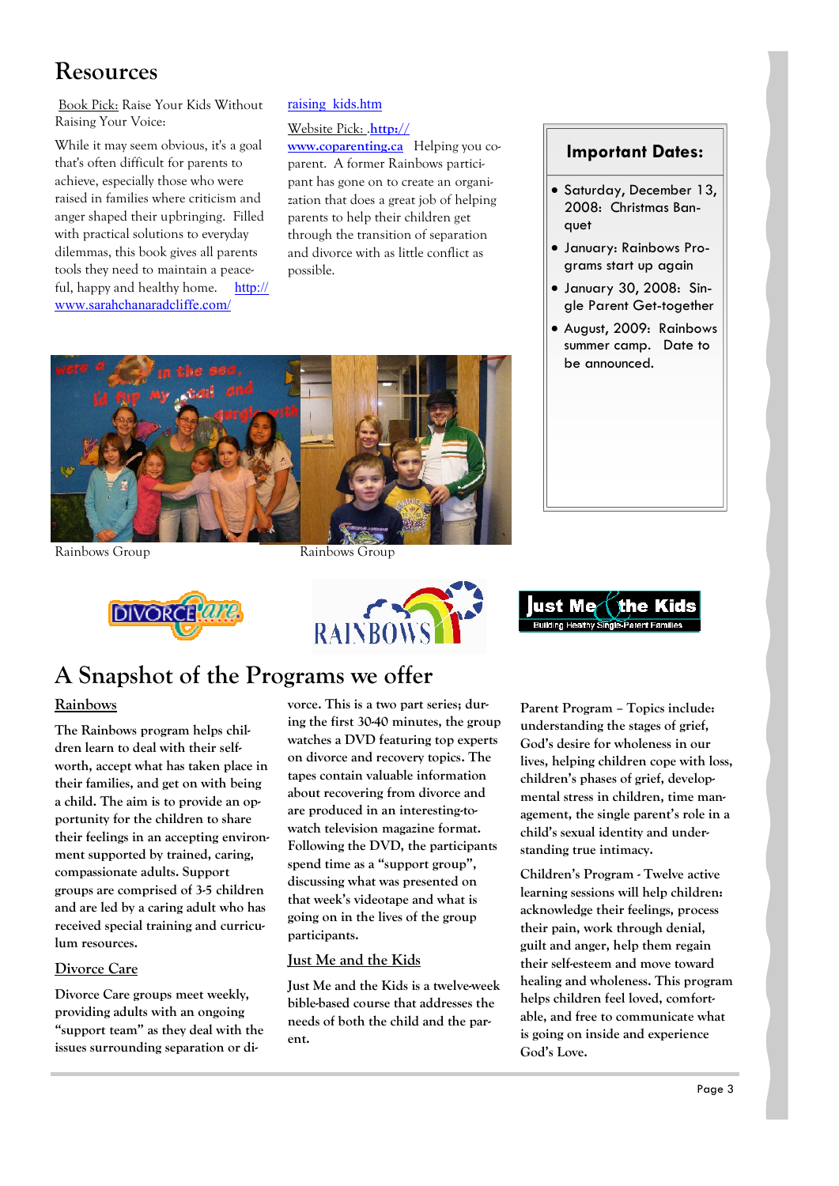# Resources

Book Pick: Raise Your Kids Without Raising Your Voice:

While it may seem obvious, it's a goal that's often difficult for parents to achieve, especially those who were raised in families where criticism and anger shaped their upbringing. Filled with practical solutions to everyday dilemmas, this book gives all parents tools they need to maintain a peaceful, happy and healthy home. http://www.sarahchanaradcliffe.com/raising_kids.htm

Website Pick: http://www.coparenting.ca Helping you co-parent. A former Rainbows participant has gone on to create an organization that does a great job of helping parents to help their children get through the transition of separation and divorce with as little conflict as possible.

## Important Dates:

- Saturday, December 13, 2008: Christmas Banquet
- January: Rainbows Programs start up again
- January 30, 2008: Single Parent Get-together
- August, 2009: Rainbows summer camp. Date to be announced.

Rainbows Group

Rainbows Group

# A Snapshot of the Programs we offer

## Rainbows

The Rainbows program helps children learn to deal with their self-worth, accept what has taken place in their families, and get on with being a child. The aim is to provide an opportunity for the children to share their feelings in an accepting environment supported by trained, caring, compassionate adults. Support groups are comprised of 3-5 children and are led by a caring adult who has received special training and curriculum resources.

## Divorce Care

Divorce Care groups meet weekly, providing adults with an ongoing "support team" as they deal with the issues surrounding separation or divorce. This is a two part series; during the first 30-40 minutes, the group watches a DVD featuring top experts on divorce and recovery topics. The tapes contain valuable information about recovering from divorce and are produced in an interesting-to-watch television magazine format. Following the DVD, the participants spend time as a "support group", discussing what was presented on that week's videotape and what is going on in the lives of the group participants.

## Just Me and the Kids

Just Me and the Kids is a twelve-week bible-based course that addresses the needs of both the child and the parent.

Parent Program – Topics include: understanding the stages of grief, God's desire for wholeness in our lives, helping children cope with loss, children's phases of grief, developmental stress in children, time management, the single parent's role in a child's sexual identity and understanding true intimacy.

Children's Program - Twelve active learning sessions will help children: acknowledge their feelings, process their pain, work through denial, guilt and anger, help them regain their self-esteem and move toward healing and wholeness. This program helps children feel loved, comfortable, and free to communicate what is going on inside and experience God's Love.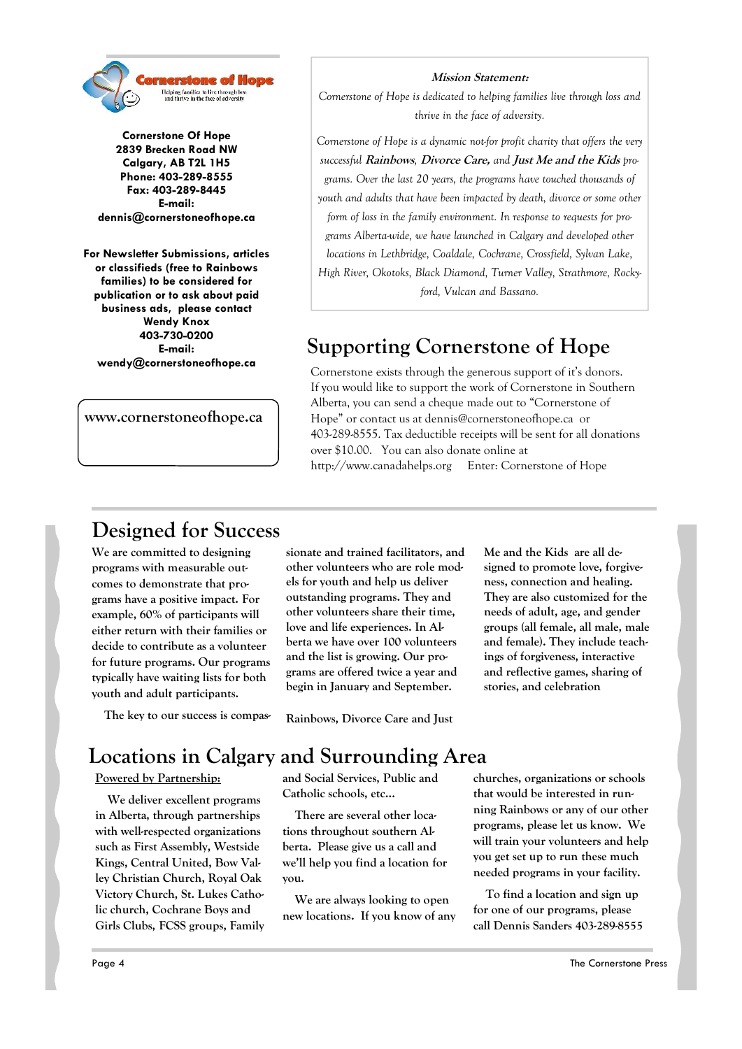**Cornerstone of Hope**

Helping families to live through loss and thrive in the face of adversity

**Cornerstone Of Hope**
**2839 Brecken Road NW**
**Calgary, AB T2L 1H5**
**Phone: 403-289-8555**
**Fax: 403-289-8445**
**E-mail:**
**dennis@cornerstoneofhope.ca**

**For Newsletter Submissions, articles or classifieds (free to Rainbows families) to be considered for publication or to ask about paid business ads, please contact Wendy Knox**
**403-730-0200**
**E-mail:**
**wendy@cornerstoneofhope.ca**

**www.cornerstoneofhope.ca**

***Mission Statement:***

*Cornerstone of Hope is dedicated to helping families live through loss and thrive in the face of adversity.*

*Cornerstone of Hope is a dynamic not-for profit charity that offers the very successful **Rainbows**, **Divorce Care,** and **Just Me and the Kids** programs. Over the last 20 years, the programs have touched thousands of youth and adults that have been impacted by death, divorce or some other form of loss in the family environment. In response to requests for programs Alberta-wide, we have launched in Calgary and developed other locations in Lethbridge, Coaldale, Cochrane, Crossfield, Sylvan Lake, High River, Okotoks, Black Diamond, Turner Valley, Strathmore, Rockyford, Vulcan and Bassano.*

## Supporting Cornerstone of Hope

Cornerstone exists through the generous support of it's donors. If you would like to support the work of Cornerstone in Southern Alberta, you can send a cheque made out to "Cornerstone of Hope" or contact us at dennis@cornerstonofhope.ca or 403-289-8555. Tax deductible receipts will be sent for all donations over $10.00. You can also donate online at http://www.canadahelps.org Enter: Cornerstone of Hope

## Designed for Success

**We are committed to designing programs with measurable outcomes to demonstrate that programs have a positive impact. For example, 60% of participants will either return with their families or decide to contribute as a volunteer for future programs. Our programs typically have waiting lists for both youth and adult participants.**

**The key to our success is compassionate and trained facilitators, and other volunteers who are role models for youth and help us deliver outstanding programs. They and other volunteers share their time, love and life experiences. In Alberta we have over 100 volunteers and the list is growing. Our programs are offered twice a year and begin in January and September.**

**Rainbows, Divorce Care and Just Me and the Kids are all designed to promote love, forgiveness, connection and healing. They are also customized for the needs of adult, age, and gender groups (all female, all male, male and female). They include teachings of forgiveness, interactive and reflective games, sharing of stories, and celebration**

## Locations in Calgary and Surrounding Area

**<u>Powered by Partnership:</u>**

**We deliver excellent programs in Alberta, through partnerships with well-respected organizations such as First Assembly, Westside Kings, Central United, Bow Valley Christian Church, Royal Oak Victory Church, St. Lukes Catholic church, Cochrane Boys and Girls Clubs, FCSS groups, Family and Social Services, Public and Catholic schools, etc...**

**There are several other locations throughout southern Alberta. Please give us a call and we'll help you find a location for you.**

**We are always looking to open new locations. If you know of any churches, organizations or schools that would be interested in running Rainbows or any of our other programs, please let us know. We will train your volunteers and help you get set up to run these much needed programs in your facility.**

**To find a location and sign up for one of our programs, please call Dennis Sanders 403-289-8555**